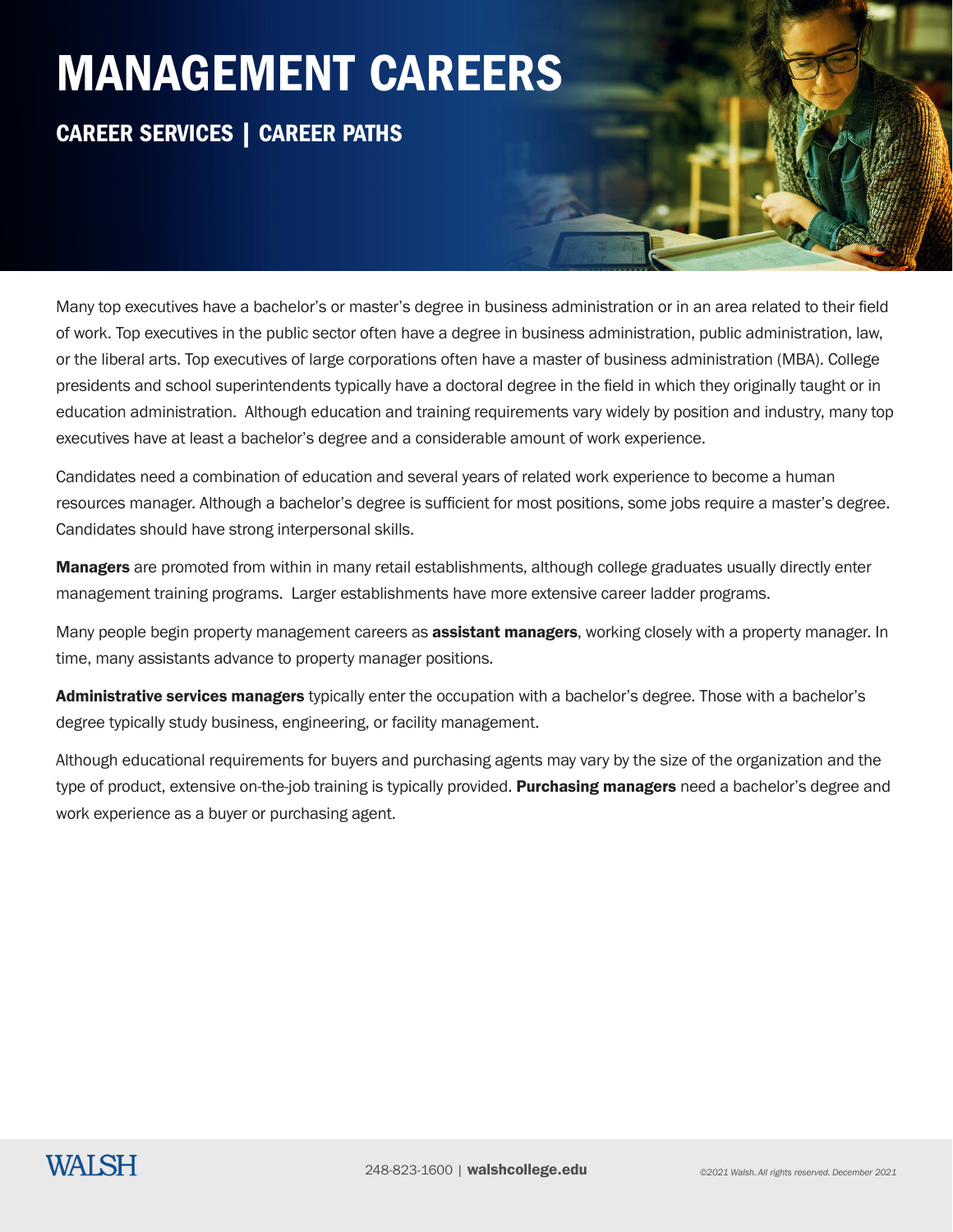# MANAGEMENT CAREERS

## CAREER SERVICES | CAREER PATHS

Many top executives have a bachelor's or master's degree in business administration or in an area related to their field of work. Top executives in the public sector often have a degree in business administration, public administration, law, or the liberal arts. Top executives of large corporations often have a master of business administration (MBA). College presidents and school superintendents typically have a doctoral degree in the field in which they originally taught or in education administration. Although education and training requirements vary widely by position and industry, many top executives have at least a bachelor's degree and a considerable amount of work experience.

Candidates need a combination of education and several years of related work experience to become a human resources manager. Although a bachelor's degree is sufficient for most positions, some jobs require a master's degree. Candidates should have strong interpersonal skills.

**Managers** are promoted from within in many retail establishments, although college graduates usually directly enter management training programs. Larger establishments have more extensive career ladder programs.

Many people begin property management careers as **assistant managers**, working closely with a property manager. In time, many assistants advance to property manager positions.

**Administrative services managers** typically enter the occupation with a bachelor's degree. Those with a bachelor's degree typically study business, engineering, or facility management.

Although educational requirements for buyers and purchasing agents may vary by the size of the organization and the type of product, extensive on-the-job training is typically provided. **Purchasing managers** need a bachelor's degree and work experience as a buyer or purchasing agent.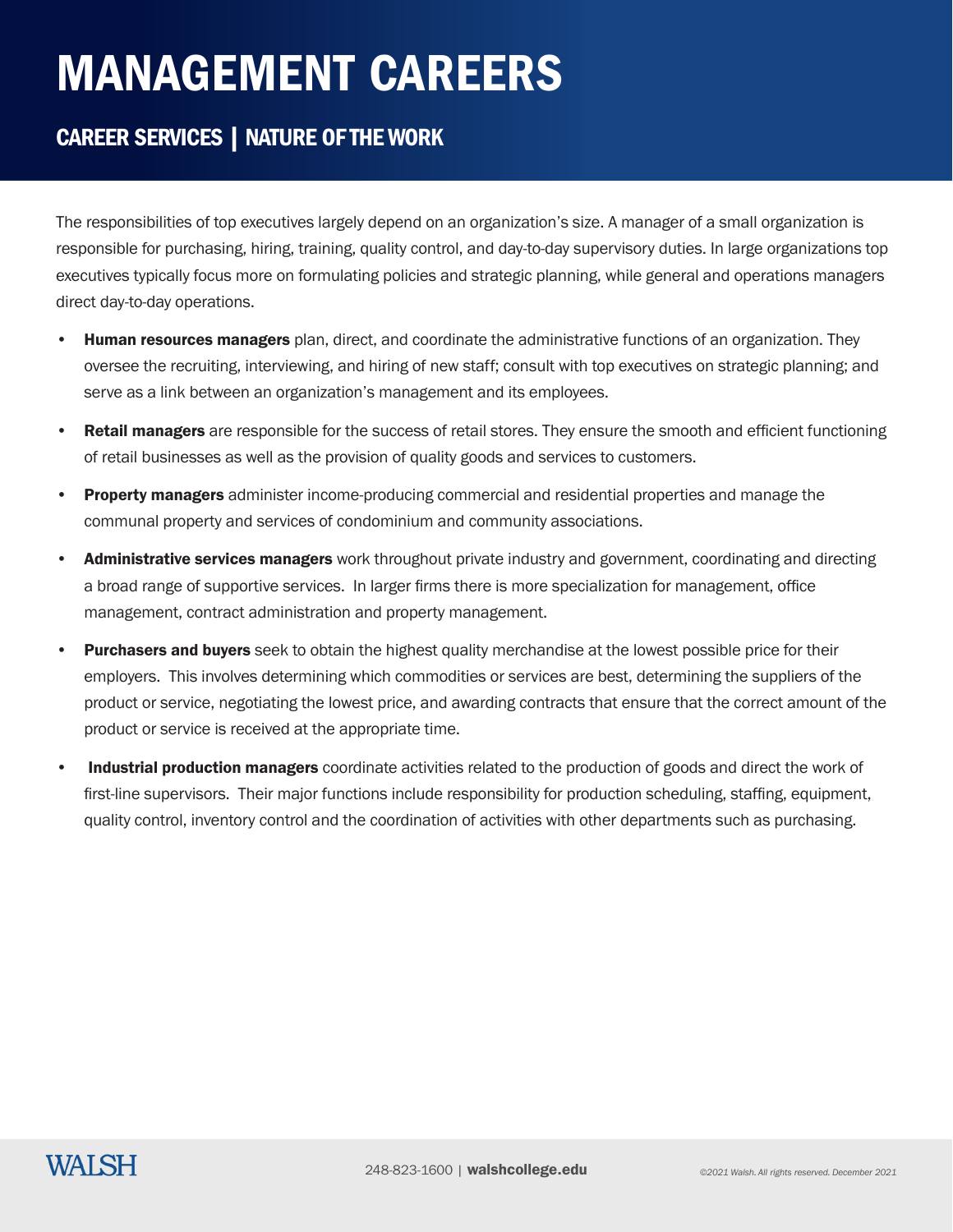# MANAGEMENT CAREERS

## CAREER SERVICES | NATURE OF THE WORK

The responsibilities of top executives largely depend on an organization's size. A manager of a small organization is responsible for purchasing, hiring, training, quality control, and day-to-day supervisory duties. In large organizations top executives typically focus more on formulating policies and strategic planning, while general and operations managers direct day-to-day operations.

- **Human resources managers** plan, direct, and coordinate the administrative functions of an organization. They oversee the recruiting, interviewing, and hiring of new staff; consult with top executives on strategic planning; and serve as a link between an organization's management and its employees.
- **Retail managers** are responsible for the success of retail stores. They ensure the smooth and efficient functioning of retail businesses as well as the provision of quality goods and services to customers.
- **Property managers** administer income-producing commercial and residential properties and manage the communal property and services of condominium and community associations.
- **Administrative services managers** work throughout private industry and government, coordinating and directing a broad range of supportive services. In larger firms there is more specialization for management, office management, contract administration and property management.
- **Purchasers and buyers** seek to obtain the highest quality merchandise at the lowest possible price for their employers. This involves determining which commodities or services are best, determining the suppliers of the product or service, negotiating the lowest price, and awarding contracts that ensure that the correct amount of the product or service is received at the appropriate time.
- **Industrial production managers** coordinate activities related to the production of goods and direct the work of first-line supervisors. Their major functions include responsibility for production scheduling, staffing, equipment, quality control, inventory control and the coordination of activities with other departments such as purchasing.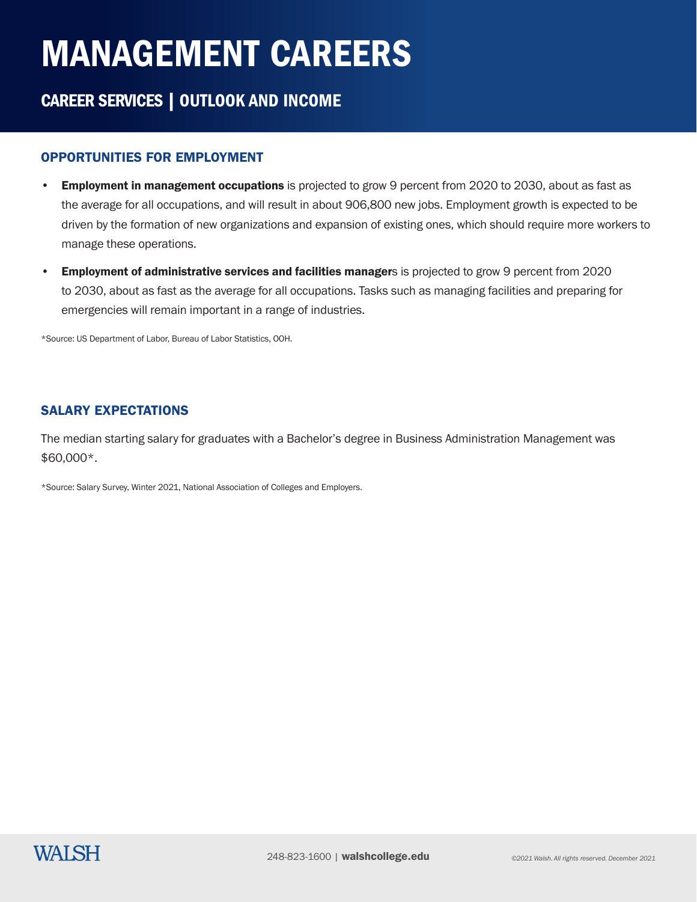# MANAGEMENT CAREERS

## CAREER SERVICES | OUTLOOK AND INCOME

### OPPORTUNITIES FOR EMPLOYMENT

- **Employment in management occupations** is projected to grow 9 percent from 2020 to 2030, about as fast as the average for all occupations, and will result in about 906,800 new jobs. Employment growth is expected to be driven by the formation of new organizations and expansion of existing ones, which should require more workers to manage these operations.
- **Employment of administrative services and facilities manager**s is projected to grow 9 percent from 2020 to 2030, about as fast as the average for all occupations. Tasks such as managing facilities and preparing for emergencies will remain important in a range of industries.

*Source: US Department of Labor, Bureau of Labor Statistics, OOH.

### SALARY EXPECTATIONS

The median starting salary for graduates with a Bachelor's degree in Business Administration Management was $60,000*.

*Source: Salary Survey, Winter 2021, National Association of Colleges and Employers.

WALSH

248-823-1600 | **walshcollege.edu**

*©2021 Walsh. All rights reserved. December 2021*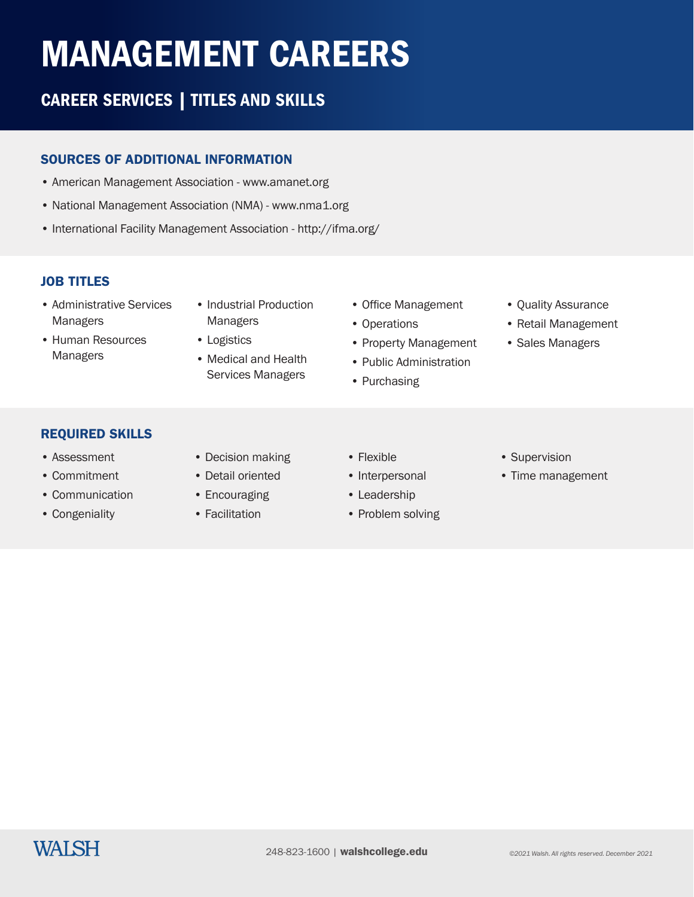# MANAGEMENT CAREERS

## CAREER SERVICES | TITLES AND SKILLS

### SOURCES OF ADDITIONAL INFORMATION

- American Management Association - www.amanet.org
- National Management Association (NMA) - www.nma1.org
- International Facility Management Association - http://ifma.org/

### JOB TITLES

- Administrative Services Managers
- Human Resources Managers
- Industrial Production Managers
- Logistics
- Medical and Health Services Managers
- Office Management
- Operations
- Property Management
- Public Administration
- Purchasing
- Quality Assurance
- Retail Management
- Sales Managers

### REQUIRED SKILLS

- Assessment
- Commitment
- Communication
- Congeniality
- Decision making
- Detail oriented
- Encouraging
- Facilitation
- Flexible
- Interpersonal
- Leadership
- Problem solving
- Supervision
- Time management

WALSH

248-823-1600 | **walshcollege.edu**

*©2021 Walsh. All rights reserved. December 2021*